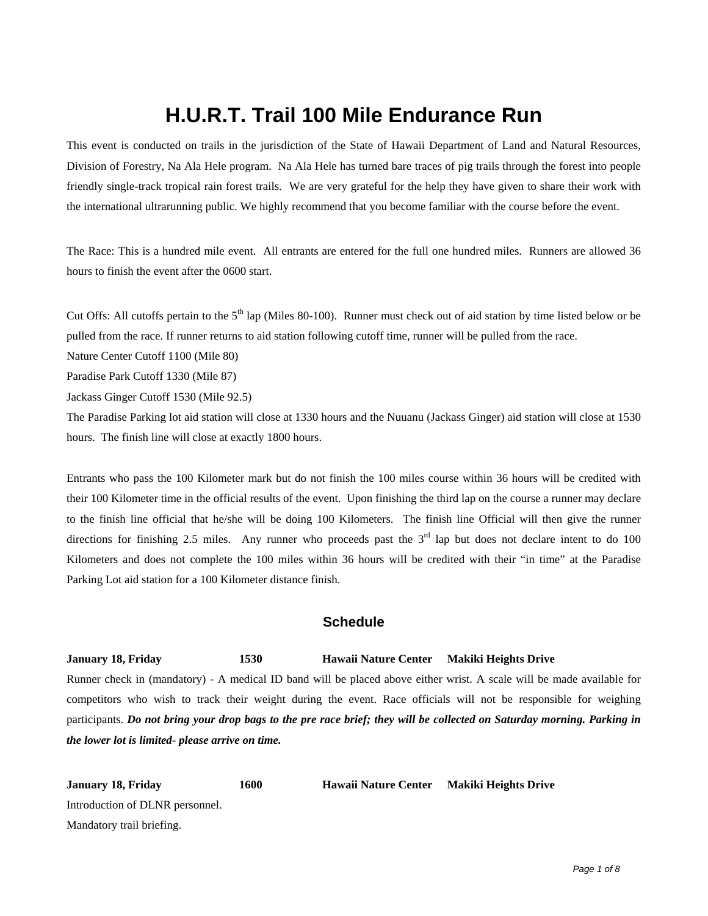# H.U.R.T. Trail 100 Mile Endurance Run

This event is conducted on trails in the jurisdiction of the State of Hawaii Department of Land and Natural Resources, Division of Forestry, Na Ala Hele program. Na Ala Hele has turned bare traces of pig trails through the forest into people friendly single-track tropical rain forest trails. We are very grateful for the help they have given to share their work with the international ultrarunning public. We highly recommend that you become familiar with the course before the event.

The Race: This is a hundred mile event. All entrants are entered for the full one hundred miles. Runners are allowed 36 hours to finish the event after the 0600 start.

Cut Offs: All cutoffs pertain to the 5th lap (Miles 80-100). Runner must check out of aid station by time listed below or be pulled from the race. If runner returns to aid station following cutoff time, runner will be pulled from the race.

Nature Center Cutoff 1100 (Mile 80)

Paradise Park Cutoff 1330 (Mile 87)

Jackass Ginger Cutoff 1530 (Mile 92.5)

The Paradise Parking lot aid station will close at 1330 hours and the Nuuanu (Jackass Ginger) aid station will close at 1530 hours. The finish line will close at exactly 1800 hours.

Entrants who pass the 100 Kilometer mark but do not finish the 100 miles course within 36 hours will be credited with their 100 Kilometer time in the official results of the event. Upon finishing the third lap on the course a runner may declare to the finish line official that he/she will be doing 100 Kilometers. The finish line Official will then give the runner directions for finishing 2.5 miles. Any runner who proceeds past the 3rd lap but does not declare intent to do 100 Kilometers and does not complete the 100 miles within 36 hours will be credited with their "in time" at the Paradise Parking Lot aid station for a 100 Kilometer distance finish.

## Schedule

**January 18, Friday 1530 Hawaii Nature Center Makiki Heights Drive**

Runner check in (mandatory) - A medical ID band will be placed above either wrist. A scale will be made available for competitors who wish to track their weight during the event. Race officials will not be responsible for weighing participants. ***Do not bring your drop bags to the pre race brief; they will be collected on Saturday morning. Parking in the lower lot is limited- please arrive on time.***

**January 18, Friday 1600 Hawaii Nature Center Makiki Heights Drive**

Introduction of DLNR personnel.

Mandatory trail briefing.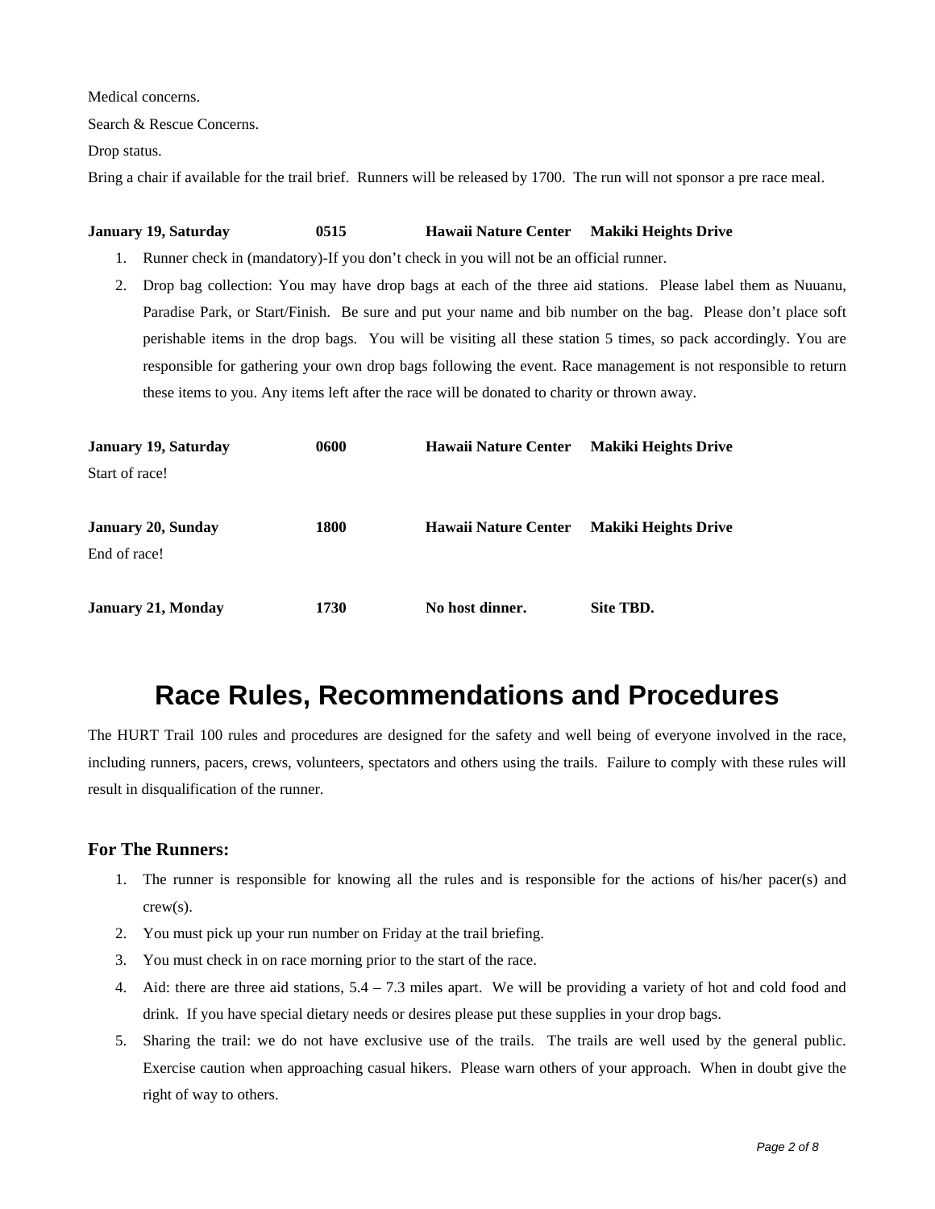Medical concerns.

Search & Rescue Concerns.

Drop status.

Bring a chair if available for the trail brief. Runners will be released by 1700. The run will not sponsor a pre race meal.

**January 19, Saturday 0515 Hawaii Nature Center Makiki Heights Drive**

1. Runner check in (mandatory)-If you don't check in you will not be an official runner.
2. Drop bag collection: You may have drop bags at each of the three aid stations. Please label them as Nuuanu, Paradise Park, or Start/Finish. Be sure and put your name and bib number on the bag. Please don't place soft perishable items in the drop bags. You will be visiting all these station 5 times, so pack accordingly. You are responsible for gathering your own drop bags following the event. Race management is not responsible to return these items to you. Any items left after the race will be donated to charity or thrown away.

**January 19, Saturday 0600 Hawaii Nature Center Makiki Heights Drive**

Start of race!

**January 20, Sunday 1800 Hawaii Nature Center Makiki Heights Drive**

End of race!

**January 21, Monday 1730 No host dinner. Site TBD.**

# Race Rules, Recommendations and Procedures

The HURT Trail 100 rules and procedures are designed for the safety and well being of everyone involved in the race, including runners, pacers, crews, volunteers, spectators and others using the trails. Failure to comply with these rules will result in disqualification of the runner.

### For The Runners:

1. The runner is responsible for knowing all the rules and is responsible for the actions of his/her pacer(s) and crew(s).
2. You must pick up your run number on Friday at the trail briefing.
3. You must check in on race morning prior to the start of the race.
4. Aid: there are three aid stations, 5.4 – 7.3 miles apart. We will be providing a variety of hot and cold food and drink. If you have special dietary needs or desires please put these supplies in your drop bags.
5. Sharing the trail: we do not have exclusive use of the trails. The trails are well used by the general public. Exercise caution when approaching casual hikers. Please warn others of your approach. When in doubt give the right of way to others.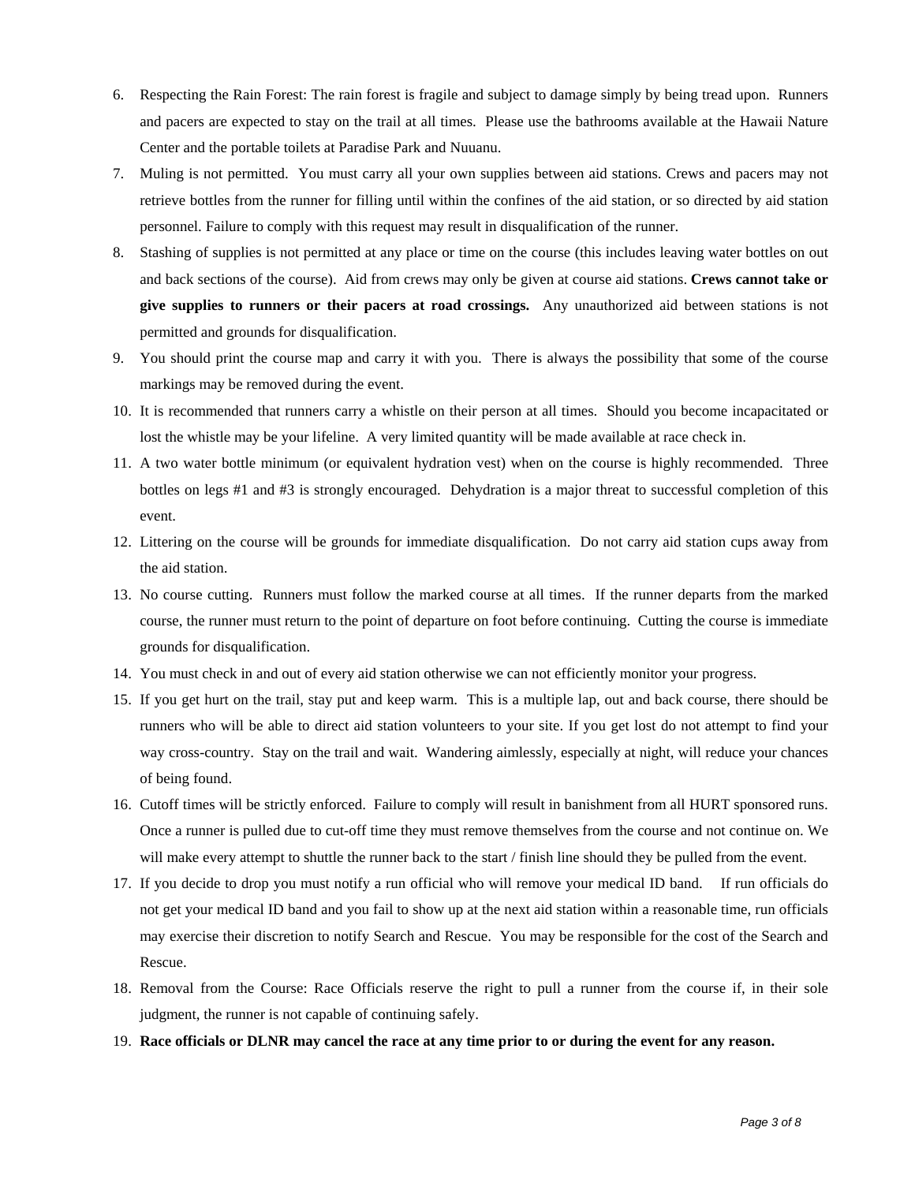6. Respecting the Rain Forest: The rain forest is fragile and subject to damage simply by being tread upon. Runners and pacers are expected to stay on the trail at all times. Please use the bathrooms available at the Hawaii Nature Center and the portable toilets at Paradise Park and Nuuanu.
7. Muling is not permitted. You must carry all your own supplies between aid stations. Crews and pacers may not retrieve bottles from the runner for filling until within the confines of the aid station, or so directed by aid station personnel. Failure to comply with this request may result in disqualification of the runner.
8. Stashing of supplies is not permitted at any place or time on the course (this includes leaving water bottles on out and back sections of the course). Aid from crews may only be given at course aid stations. **Crews cannot take or give supplies to runners or their pacers at road crossings.** Any unauthorized aid between stations is not permitted and grounds for disqualification.
9. You should print the course map and carry it with you. There is always the possibility that some of the course markings may be removed during the event.
10. It is recommended that runners carry a whistle on their person at all times. Should you become incapacitated or lost the whistle may be your lifeline. A very limited quantity will be made available at race check in.
11. A two water bottle minimum (or equivalent hydration vest) when on the course is highly recommended. Three bottles on legs #1 and #3 is strongly encouraged. Dehydration is a major threat to successful completion of this event.
12. Littering on the course will be grounds for immediate disqualification. Do not carry aid station cups away from the aid station.
13. No course cutting. Runners must follow the marked course at all times. If the runner departs from the marked course, the runner must return to the point of departure on foot before continuing. Cutting the course is immediate grounds for disqualification.
14. You must check in and out of every aid station otherwise we can not efficiently monitor your progress.
15. If you get hurt on the trail, stay put and keep warm. This is a multiple lap, out and back course, there should be runners who will be able to direct aid station volunteers to your site. If you get lost do not attempt to find your way cross-country. Stay on the trail and wait. Wandering aimlessly, especially at night, will reduce your chances of being found.
16. Cutoff times will be strictly enforced. Failure to comply will result in banishment from all HURT sponsored runs. Once a runner is pulled due to cut-off time they must remove themselves from the course and not continue on. We will make every attempt to shuttle the runner back to the start / finish line should they be pulled from the event.
17. If you decide to drop you must notify a run official who will remove your medical ID band. If run officials do not get your medical ID band and you fail to show up at the next aid station within a reasonable time, run officials may exercise their discretion to notify Search and Rescue. You may be responsible for the cost of the Search and Rescue.
18. Removal from the Course: Race Officials reserve the right to pull a runner from the course if, in their sole judgment, the runner is not capable of continuing safely.
19. **Race officials or DLNR may cancel the race at any time prior to or during the event for any reason.**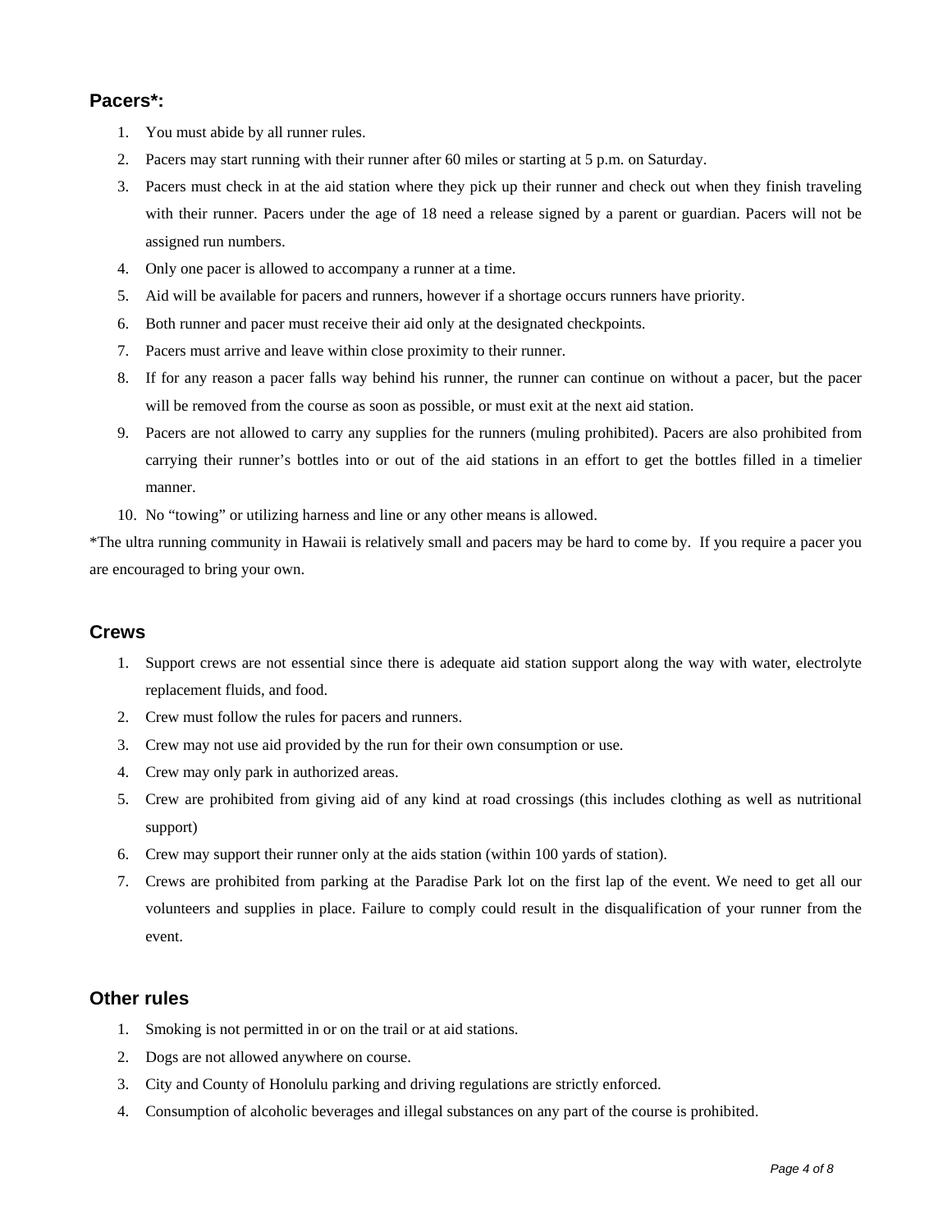## Pacers*:

1. You must abide by all runner rules.
2. Pacers may start running with their runner after 60 miles or starting at 5 p.m. on Saturday.
3. Pacers must check in at the aid station where they pick up their runner and check out when they finish traveling with their runner. Pacers under the age of 18 need a release signed by a parent or guardian. Pacers will not be assigned run numbers.
4. Only one pacer is allowed to accompany a runner at a time.
5. Aid will be available for pacers and runners, however if a shortage occurs runners have priority.
6. Both runner and pacer must receive their aid only at the designated checkpoints.
7. Pacers must arrive and leave within close proximity to their runner.
8. If for any reason a pacer falls way behind his runner, the runner can continue on without a pacer, but the pacer will be removed from the course as soon as possible, or must exit at the next aid station.
9. Pacers are not allowed to carry any supplies for the runners (muling prohibited). Pacers are also prohibited from carrying their runner's bottles into or out of the aid stations in an effort to get the bottles filled in a timelier manner.
10. No "towing" or utilizing harness and line or any other means is allowed.

*The ultra running community in Hawaii is relatively small and pacers may be hard to come by. If you require a pacer you are encouraged to bring your own.

## Crews

1. Support crews are not essential since there is adequate aid station support along the way with water, electrolyte replacement fluids, and food.
2. Crew must follow the rules for pacers and runners.
3. Crew may not use aid provided by the run for their own consumption or use.
4. Crew may only park in authorized areas.
5. Crew are prohibited from giving aid of any kind at road crossings (this includes clothing as well as nutritional support)
6. Crew may support their runner only at the aids station (within 100 yards of station).
7. Crews are prohibited from parking at the Paradise Park lot on the first lap of the event. We need to get all our volunteers and supplies in place. Failure to comply could result in the disqualification of your runner from the event.

## Other rules

1. Smoking is not permitted in or on the trail or at aid stations.
2. Dogs are not allowed anywhere on course.
3. City and County of Honolulu parking and driving regulations are strictly enforced.
4. Consumption of alcoholic beverages and illegal substances on any part of the course is prohibited.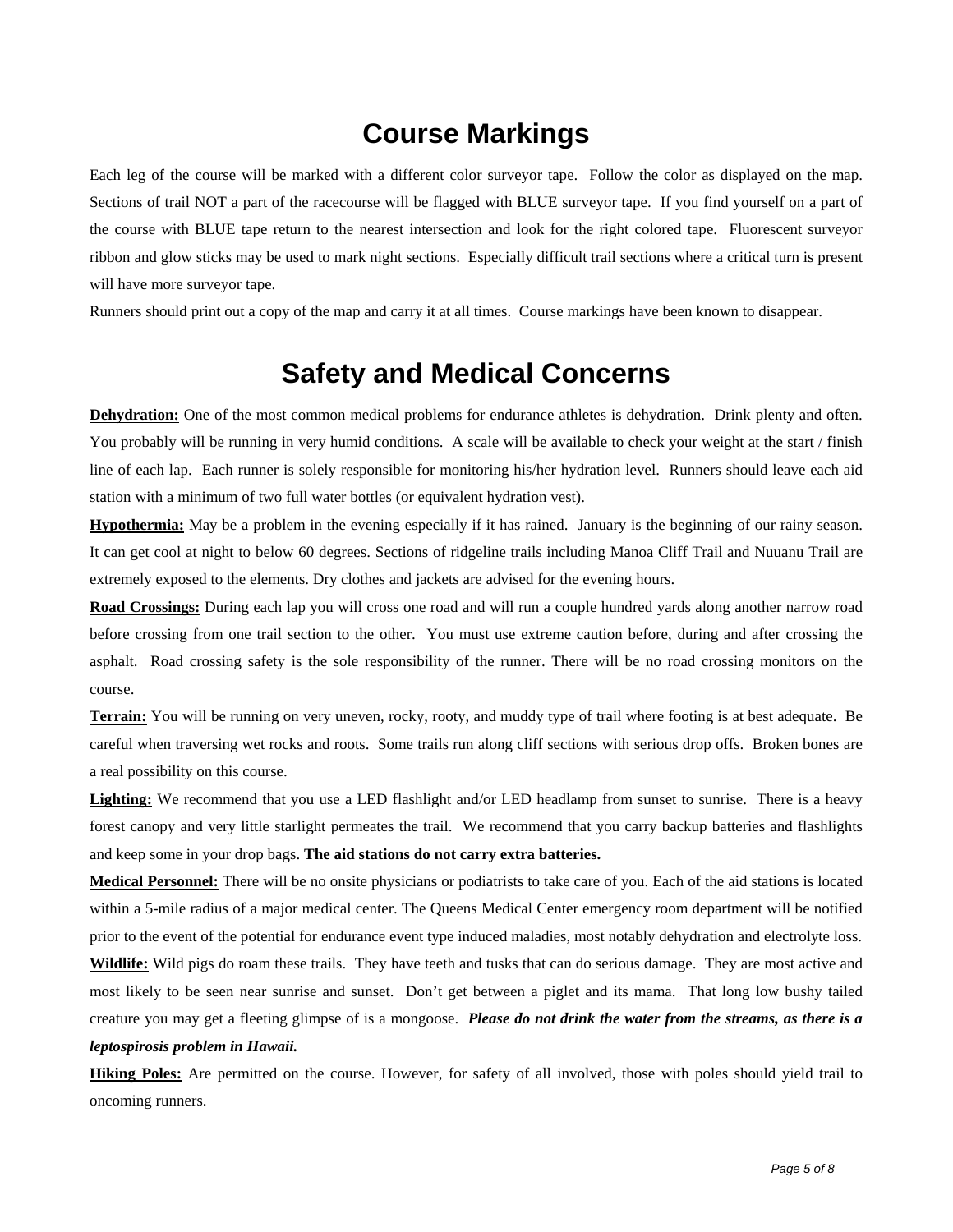## Course Markings

Each leg of the course will be marked with a different color surveyor tape. Follow the color as displayed on the map. Sections of trail NOT a part of the racecourse will be flagged with BLUE surveyor tape. If you find yourself on a part of the course with BLUE tape return to the nearest intersection and look for the right colored tape. Fluorescent surveyor ribbon and glow sticks may be used to mark night sections. Especially difficult trail sections where a critical turn is present will have more surveyor tape.

Runners should print out a copy of the map and carry it at all times. Course markings have been known to disappear.

## Safety and Medical Concerns

**Dehydration:** One of the most common medical problems for endurance athletes is dehydration. Drink plenty and often. You probably will be running in very humid conditions. A scale will be available to check your weight at the start / finish line of each lap. Each runner is solely responsible for monitoring his/her hydration level. Runners should leave each aid station with a minimum of two full water bottles (or equivalent hydration vest).

**Hypothermia:** May be a problem in the evening especially if it has rained. January is the beginning of our rainy season. It can get cool at night to below 60 degrees. Sections of ridgeline trails including Manoa Cliff Trail and Nuuanu Trail are extremely exposed to the elements. Dry clothes and jackets are advised for the evening hours.

**Road Crossings:** During each lap you will cross one road and will run a couple hundred yards along another narrow road before crossing from one trail section to the other. You must use extreme caution before, during and after crossing the asphalt. Road crossing safety is the sole responsibility of the runner. There will be no road crossing monitors on the course.

**Terrain:** You will be running on very uneven, rocky, rooty, and muddy type of trail where footing is at best adequate. Be careful when traversing wet rocks and roots. Some trails run along cliff sections with serious drop offs. Broken bones are a real possibility on this course.

**Lighting:** We recommend that you use a LED flashlight and/or LED headlamp from sunset to sunrise. There is a heavy forest canopy and very little starlight permeates the trail. We recommend that you carry backup batteries and flashlights and keep some in your drop bags. **The aid stations do not carry extra batteries.**

**Medical Personnel:** There will be no onsite physicians or podiatrists to take care of you. Each of the aid stations is located within a 5-mile radius of a major medical center. The Queens Medical Center emergency room department will be notified prior to the event of the potential for endurance event type induced maladies, most notably dehydration and electrolyte loss.

**Wildlife:** Wild pigs do roam these trails. They have teeth and tusks that can do serious damage. They are most active and most likely to be seen near sunrise and sunset. Don't get between a piglet and its mama. That long low bushy tailed creature you may get a fleeting glimpse of is a mongoose. ***Please do not drink the water from the streams, as there is a leptospirosis problem in Hawaii.***

**Hiking Poles:** Are permitted on the course. However, for safety of all involved, those with poles should yield trail to oncoming runners.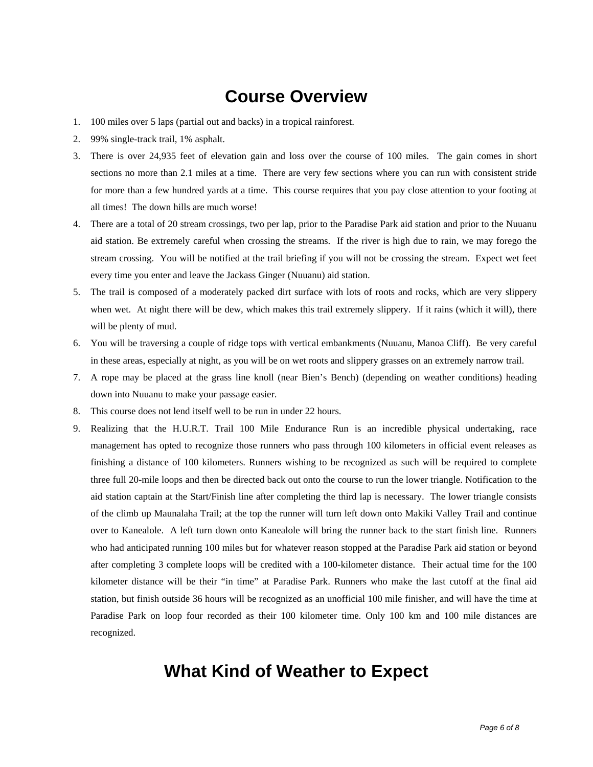# Course Overview

1. 100 miles over 5 laps (partial out and backs) in a tropical rainforest.
2. 99% single-track trail, 1% asphalt.
3. There is over 24,935 feet of elevation gain and loss over the course of 100 miles. The gain comes in short sections no more than 2.1 miles at a time. There are very few sections where you can run with consistent stride for more than a few hundred yards at a time. This course requires that you pay close attention to your footing at all times! The down hills are much worse!
4. There are a total of 20 stream crossings, two per lap, prior to the Paradise Park aid station and prior to the Nuuanu aid station. Be extremely careful when crossing the streams. If the river is high due to rain, we may forego the stream crossing. You will be notified at the trail briefing if you will not be crossing the stream. Expect wet feet every time you enter and leave the Jackass Ginger (Nuuanu) aid station.
5. The trail is composed of a moderately packed dirt surface with lots of roots and rocks, which are very slippery when wet. At night there will be dew, which makes this trail extremely slippery. If it rains (which it will), there will be plenty of mud.
6. You will be traversing a couple of ridge tops with vertical embankments (Nuuanu, Manoa Cliff). Be very careful in these areas, especially at night, as you will be on wet roots and slippery grasses on an extremely narrow trail.
7. A rope may be placed at the grass line knoll (near Bien's Bench) (depending on weather conditions) heading down into Nuuanu to make your passage easier.
8. This course does not lend itself well to be run in under 22 hours.
9. Realizing that the H.U.R.T. Trail 100 Mile Endurance Run is an incredible physical undertaking, race management has opted to recognize those runners who pass through 100 kilometers in official event releases as finishing a distance of 100 kilometers. Runners wishing to be recognized as such will be required to complete three full 20-mile loops and then be directed back out onto the course to run the lower triangle. Notification to the aid station captain at the Start/Finish line after completing the third lap is necessary. The lower triangle consists of the climb up Maunalaha Trail; at the top the runner will turn left down onto Makiki Valley Trail and continue over to Kanealole. A left turn down onto Kanealole will bring the runner back to the start finish line. Runners who had anticipated running 100 miles but for whatever reason stopped at the Paradise Park aid station or beyond after completing 3 complete loops will be credited with a 100-kilometer distance. Their actual time for the 100 kilometer distance will be their "in time" at Paradise Park. Runners who make the last cutoff at the final aid station, but finish outside 36 hours will be recognized as an unofficial 100 mile finisher, and will have the time at Paradise Park on loop four recorded as their 100 kilometer time. Only 100 km and 100 mile distances are recognized.

# What Kind of Weather to Expect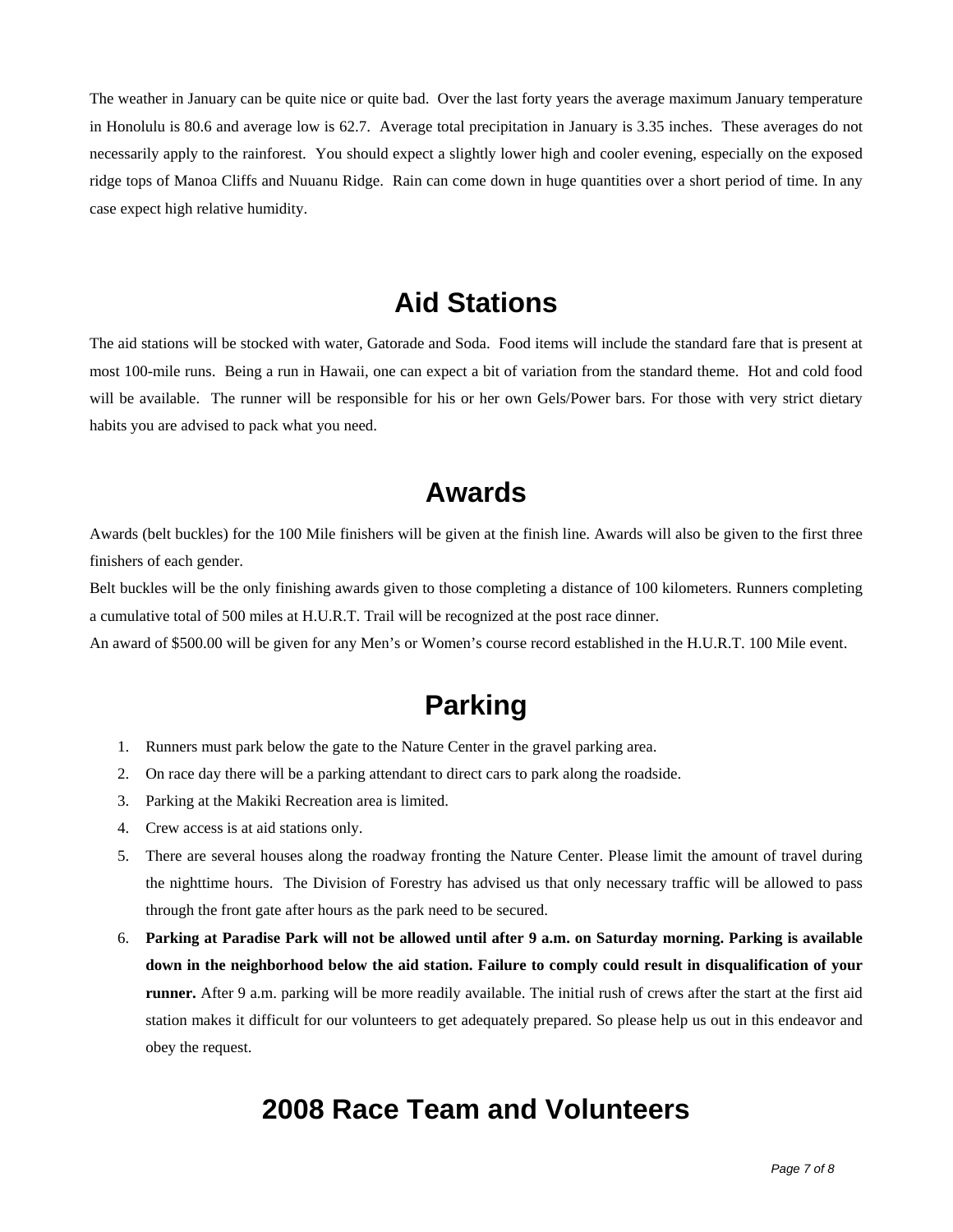The weather in January can be quite nice or quite bad. Over the last forty years the average maximum January temperature in Honolulu is 80.6 and average low is 62.7. Average total precipitation in January is 3.35 inches. These averages do not necessarily apply to the rainforest. You should expect a slightly lower high and cooler evening, especially on the exposed ridge tops of Manoa Cliffs and Nuuanu Ridge. Rain can come down in huge quantities over a short period of time. In any case expect high relative humidity.

## Aid Stations

The aid stations will be stocked with water, Gatorade and Soda. Food items will include the standard fare that is present at most 100-mile runs. Being a run in Hawaii, one can expect a bit of variation from the standard theme. Hot and cold food will be available. The runner will be responsible for his or her own Gels/Power bars. For those with very strict dietary habits you are advised to pack what you need.

## Awards

Awards (belt buckles) for the 100 Mile finishers will be given at the finish line. Awards will also be given to the first three finishers of each gender.

Belt buckles will be the only finishing awards given to those completing a distance of 100 kilometers. Runners completing a cumulative total of 500 miles at H.U.R.T. Trail will be recognized at the post race dinner.

An award of $500.00 will be given for any Men's or Women's course record established in the H.U.R.T. 100 Mile event.

## Parking

1. Runners must park below the gate to the Nature Center in the gravel parking area.
2. On race day there will be a parking attendant to direct cars to park along the roadside.
3. Parking at the Makiki Recreation area is limited.
4. Crew access is at aid stations only.
5. There are several houses along the roadway fronting the Nature Center. Please limit the amount of travel during the nighttime hours. The Division of Forestry has advised us that only necessary traffic will be allowed to pass through the front gate after hours as the park need to be secured.
6. **Parking at Paradise Park will not be allowed until after 9 a.m. on Saturday morning. Parking is available down in the neighborhood below the aid station. Failure to comply could result in disqualification of your runner.** After 9 a.m. parking will be more readily available. The initial rush of crews after the start at the first aid station makes it difficult for our volunteers to get adequately prepared. So please help us out in this endeavor and obey the request.

## 2008 Race Team and Volunteers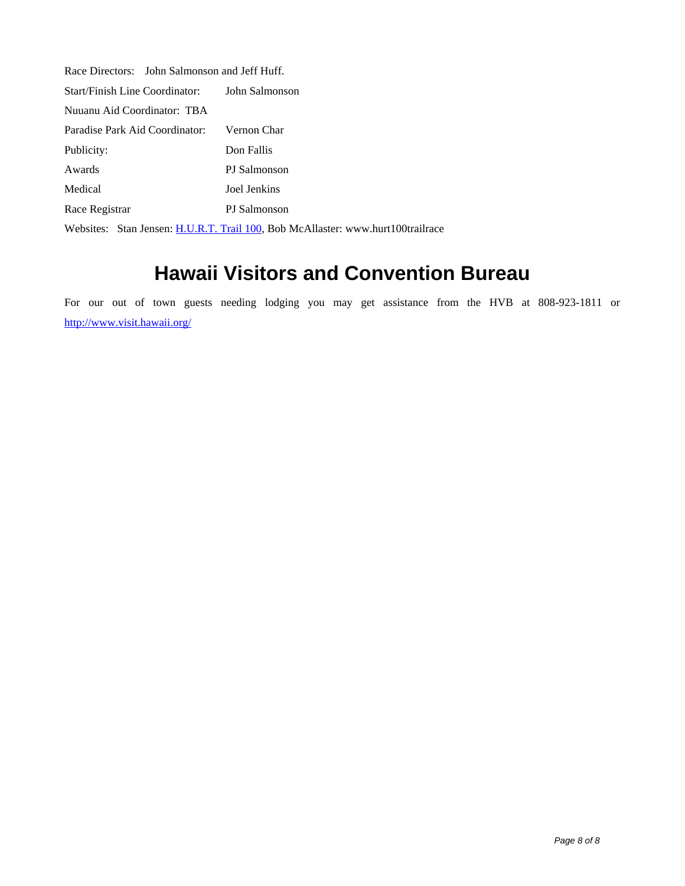Race Directors: John Salmonson and Jeff Huff.

| | |
|---|---|
| Start/Finish Line Coordinator: | John Salmonson |
| Nuuanu Aid Coordinator: TBA | |
| Paradise Park Aid Coordinator: | Vernon Char |
| Publicity: | Don Fallis |
| Awards | PJ Salmonson |
| Medical | Joel Jenkins |
| Race Registrar | PJ Salmonson |

Websites: Stan Jensen: H.U.R.T. Trail 100, Bob McAllaster: www.hurt100trailrace

# Hawaii Visitors and Convention Bureau

For our out of town guests needing lodging you may get assistance from the HVB at 808-923-1811 or http://www.visit.hawaii.org/